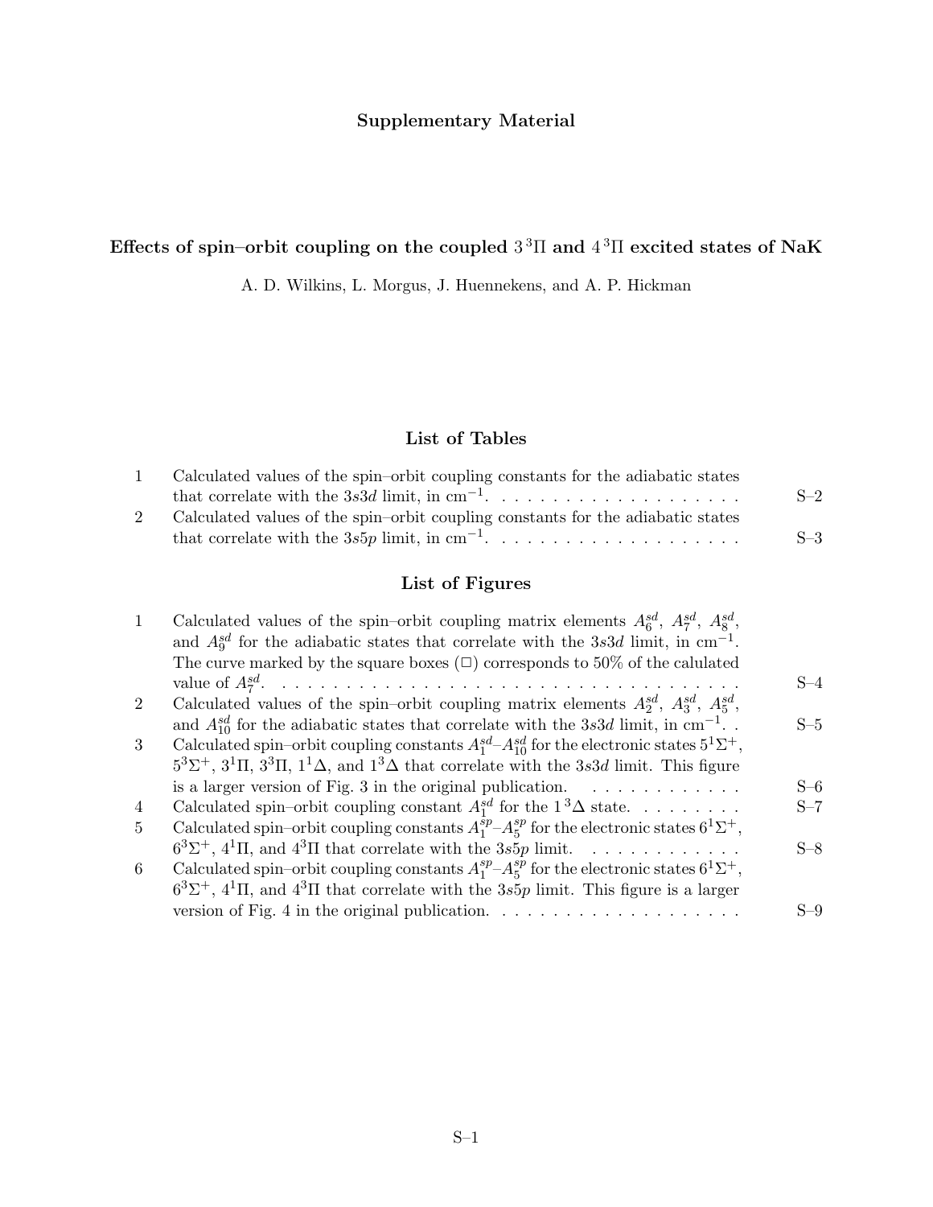## Supplementary Material

# Effects of spin–orbit coupling on the coupled $3\,^3\Pi$ and $4\,^3\Pi$ excited states of NaK

A. D. Wilkins, L. Morgus, J. Huennekens, and A. P. Hickman

## List of Tables

| | | |
|---|---|---|
| 1 | Calculated values of the spin–orbit coupling constants for the adiabatic states that correlate with the $3s3d$ limit, in $\mathrm{cm}^{-1}$. | S–2 |
| 2 | Calculated values of the spin–orbit coupling constants for the adiabatic states that correlate with the $3s5p$ limit, in $\mathrm{cm}^{-1}$. | S–3 |

## List of Figures

| | | |
|---|---|---|
| 1 | Calculated values of the spin–orbit coupling matrix elements $A_6^{sd}$, $A_7^{sd}$, $A_8^{sd}$, and $A_9^{sd}$ for the adiabatic states that correlate with the $3s3d$ limit, in $\mathrm{cm}^{-1}$. The curve marked by the square boxes (□) corresponds to 50% of the calulated value of $A_7^{sd}$. | S–4 |
| 2 | Calculated values of the spin–orbit coupling matrix elements $A_2^{sd}$, $A_3^{sd}$, $A_5^{sd}$, and $A_{10}^{sd}$ for the adiabatic states that correlate with the $3s3d$ limit, in $\mathrm{cm}^{-1}$. | S–5 |
| 3 | Calculated spin–orbit coupling constants $A_1^{sd}$–$A_{10}^{sd}$ for the electronic states $5^1\Sigma^+$, $5^3\Sigma^+$, $3^1\Pi$, $3^3\Pi$, $1^1\Delta$, and $1^3\Delta$ that correlate with the $3s3d$ limit. This figure is a larger version of Fig. 3 in the original publication. | S–6 |
| 4 | Calculated spin–orbit coupling constant $A_1^{sd}$ for the $1\,^3\Delta$ state. | S–7 |
| 5 | Calculated spin–orbit coupling constants $A_1^{sp}$–$A_5^{sp}$ for the electronic states $6^1\Sigma^+$, $6^3\Sigma^+$, $4^1\Pi$, and $4^3\Pi$ that correlate with the $3s5p$ limit. | S–8 |
| 6 | Calculated spin–orbit coupling constants $A_1^{sp}$–$A_5^{sp}$ for the electronic states $6^1\Sigma^+$, $6^3\Sigma^+$, $4^1\Pi$, and $4^3\Pi$ that correlate with the $3s5p$ limit. This figure is a larger version of Fig. 4 in the original publication. | S–9 |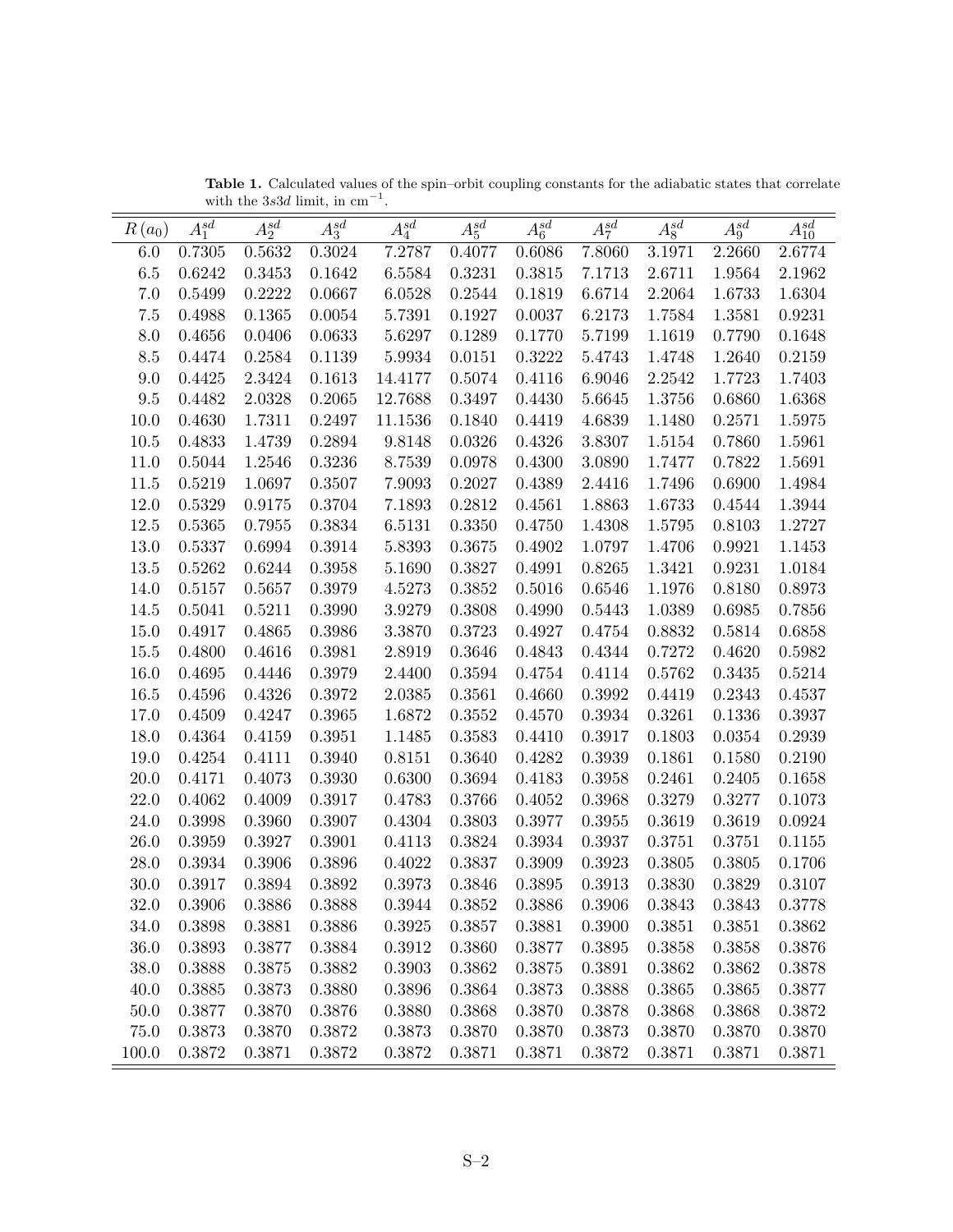**Table 1.** Calculated values of the spin–orbit coupling constants for the adiabatic states that correlate with the $3s3d$ limit, in $\mathrm{cm}^{-1}$.

| $R\,(a_0)$ | $A_1^{sd}$ | $A_2^{sd}$ | $A_3^{sd}$ | $A_4^{sd}$ | $A_5^{sd}$ | $A_6^{sd}$ | $A_7^{sd}$ | $A_8^{sd}$ | $A_9^{sd}$ | $A_{10}^{sd}$ |
|---|---|---|---|---|---|---|---|---|---|---|
| 6.0 | 0.7305 | 0.5632 | 0.3024 | 7.2787 | 0.4077 | 0.6086 | 7.8060 | 3.1971 | 2.2660 | 2.6774 |
| 6.5 | 0.6242 | 0.3453 | 0.1642 | 6.5584 | 0.3231 | 0.3815 | 7.1713 | 2.6711 | 1.9564 | 2.1962 |
| 7.0 | 0.5499 | 0.2222 | 0.0667 | 6.0528 | 0.2544 | 0.1819 | 6.6714 | 2.2064 | 1.6733 | 1.6304 |
| 7.5 | 0.4988 | 0.1365 | 0.0054 | 5.7391 | 0.1927 | 0.0037 | 6.2173 | 1.7584 | 1.3581 | 0.9231 |
| 8.0 | 0.4656 | 0.0406 | 0.0633 | 5.6297 | 0.1289 | 0.1770 | 5.7199 | 1.1619 | 0.7790 | 0.1648 |
| 8.5 | 0.4474 | 0.2584 | 0.1139 | 5.9934 | 0.0151 | 0.3222 | 5.4743 | 1.4748 | 1.2640 | 0.2159 |
| 9.0 | 0.4425 | 2.3424 | 0.1613 | 14.4177 | 0.5074 | 0.4116 | 6.9046 | 2.2542 | 1.7723 | 1.7403 |
| 9.5 | 0.4482 | 2.0328 | 0.2065 | 12.7688 | 0.3497 | 0.4430 | 5.6645 | 1.3756 | 0.6860 | 1.6368 |
| 10.0 | 0.4630 | 1.7311 | 0.2497 | 11.1536 | 0.1840 | 0.4419 | 4.6839 | 1.1480 | 0.2571 | 1.5975 |
| 10.5 | 0.4833 | 1.4739 | 0.2894 | 9.8148 | 0.0326 | 0.4326 | 3.8307 | 1.5154 | 0.7860 | 1.5961 |
| 11.0 | 0.5044 | 1.2546 | 0.3236 | 8.7539 | 0.0978 | 0.4300 | 3.0890 | 1.7477 | 0.7822 | 1.5691 |
| 11.5 | 0.5219 | 1.0697 | 0.3507 | 7.9093 | 0.2027 | 0.4389 | 2.4416 | 1.7496 | 0.6900 | 1.4984 |
| 12.0 | 0.5329 | 0.9175 | 0.3704 | 7.1893 | 0.2812 | 0.4561 | 1.8863 | 1.6733 | 0.4544 | 1.3944 |
| 12.5 | 0.5365 | 0.7955 | 0.3834 | 6.5131 | 0.3350 | 0.4750 | 1.4308 | 1.5795 | 0.8103 | 1.2727 |
| 13.0 | 0.5337 | 0.6994 | 0.3914 | 5.8393 | 0.3675 | 0.4902 | 1.0797 | 1.4706 | 0.9921 | 1.1453 |
| 13.5 | 0.5262 | 0.6244 | 0.3958 | 5.1690 | 0.3827 | 0.4991 | 0.8265 | 1.3421 | 0.9231 | 1.0184 |
| 14.0 | 0.5157 | 0.5657 | 0.3979 | 4.5273 | 0.3852 | 0.5016 | 0.6546 | 1.1976 | 0.8180 | 0.8973 |
| 14.5 | 0.5041 | 0.5211 | 0.3990 | 3.9279 | 0.3808 | 0.4990 | 0.5443 | 1.0389 | 0.6985 | 0.7856 |
| 15.0 | 0.4917 | 0.4865 | 0.3986 | 3.3870 | 0.3723 | 0.4927 | 0.4754 | 0.8832 | 0.5814 | 0.6858 |
| 15.5 | 0.4800 | 0.4616 | 0.3981 | 2.8919 | 0.3646 | 0.4843 | 0.4344 | 0.7272 | 0.4620 | 0.5982 |
| 16.0 | 0.4695 | 0.4446 | 0.3979 | 2.4400 | 0.3594 | 0.4754 | 0.4114 | 0.5762 | 0.3435 | 0.5214 |
| 16.5 | 0.4596 | 0.4326 | 0.3972 | 2.0385 | 0.3561 | 0.4660 | 0.3992 | 0.4419 | 0.2343 | 0.4537 |
| 17.0 | 0.4509 | 0.4247 | 0.3965 | 1.6872 | 0.3552 | 0.4570 | 0.3934 | 0.3261 | 0.1336 | 0.3937 |
| 18.0 | 0.4364 | 0.4159 | 0.3951 | 1.1485 | 0.3583 | 0.4410 | 0.3917 | 0.1803 | 0.0354 | 0.2939 |
| 19.0 | 0.4254 | 0.4111 | 0.3940 | 0.8151 | 0.3640 | 0.4282 | 0.3939 | 0.1861 | 0.1580 | 0.2190 |
| 20.0 | 0.4171 | 0.4073 | 0.3930 | 0.6300 | 0.3694 | 0.4183 | 0.3958 | 0.2461 | 0.2405 | 0.1658 |
| 22.0 | 0.4062 | 0.4009 | 0.3917 | 0.4783 | 0.3766 | 0.4052 | 0.3968 | 0.3279 | 0.3277 | 0.1073 |
| 24.0 | 0.3998 | 0.3960 | 0.3907 | 0.4304 | 0.3803 | 0.3977 | 0.3955 | 0.3619 | 0.3619 | 0.0924 |
| 26.0 | 0.3959 | 0.3927 | 0.3901 | 0.4113 | 0.3824 | 0.3934 | 0.3937 | 0.3751 | 0.3751 | 0.1155 |
| 28.0 | 0.3934 | 0.3906 | 0.3896 | 0.4022 | 0.3837 | 0.3909 | 0.3923 | 0.3805 | 0.3805 | 0.1706 |
| 30.0 | 0.3917 | 0.3894 | 0.3892 | 0.3973 | 0.3846 | 0.3895 | 0.3913 | 0.3830 | 0.3829 | 0.3107 |
| 32.0 | 0.3906 | 0.3886 | 0.3888 | 0.3944 | 0.3852 | 0.3886 | 0.3906 | 0.3843 | 0.3843 | 0.3778 |
| 34.0 | 0.3898 | 0.3881 | 0.3886 | 0.3925 | 0.3857 | 0.3881 | 0.3900 | 0.3851 | 0.3851 | 0.3862 |
| 36.0 | 0.3893 | 0.3877 | 0.3884 | 0.3912 | 0.3860 | 0.3877 | 0.3895 | 0.3858 | 0.3858 | 0.3876 |
| 38.0 | 0.3888 | 0.3875 | 0.3882 | 0.3903 | 0.3862 | 0.3875 | 0.3891 | 0.3862 | 0.3862 | 0.3878 |
| 40.0 | 0.3885 | 0.3873 | 0.3880 | 0.3896 | 0.3864 | 0.3873 | 0.3888 | 0.3865 | 0.3865 | 0.3877 |
| 50.0 | 0.3877 | 0.3870 | 0.3876 | 0.3880 | 0.3868 | 0.3870 | 0.3878 | 0.3868 | 0.3868 | 0.3872 |
| 75.0 | 0.3873 | 0.3870 | 0.3872 | 0.3873 | 0.3870 | 0.3870 | 0.3873 | 0.3870 | 0.3870 | 0.3870 |
| 100.0 | 0.3872 | 0.3871 | 0.3872 | 0.3872 | 0.3871 | 0.3871 | 0.3872 | 0.3871 | 0.3871 | 0.3871 |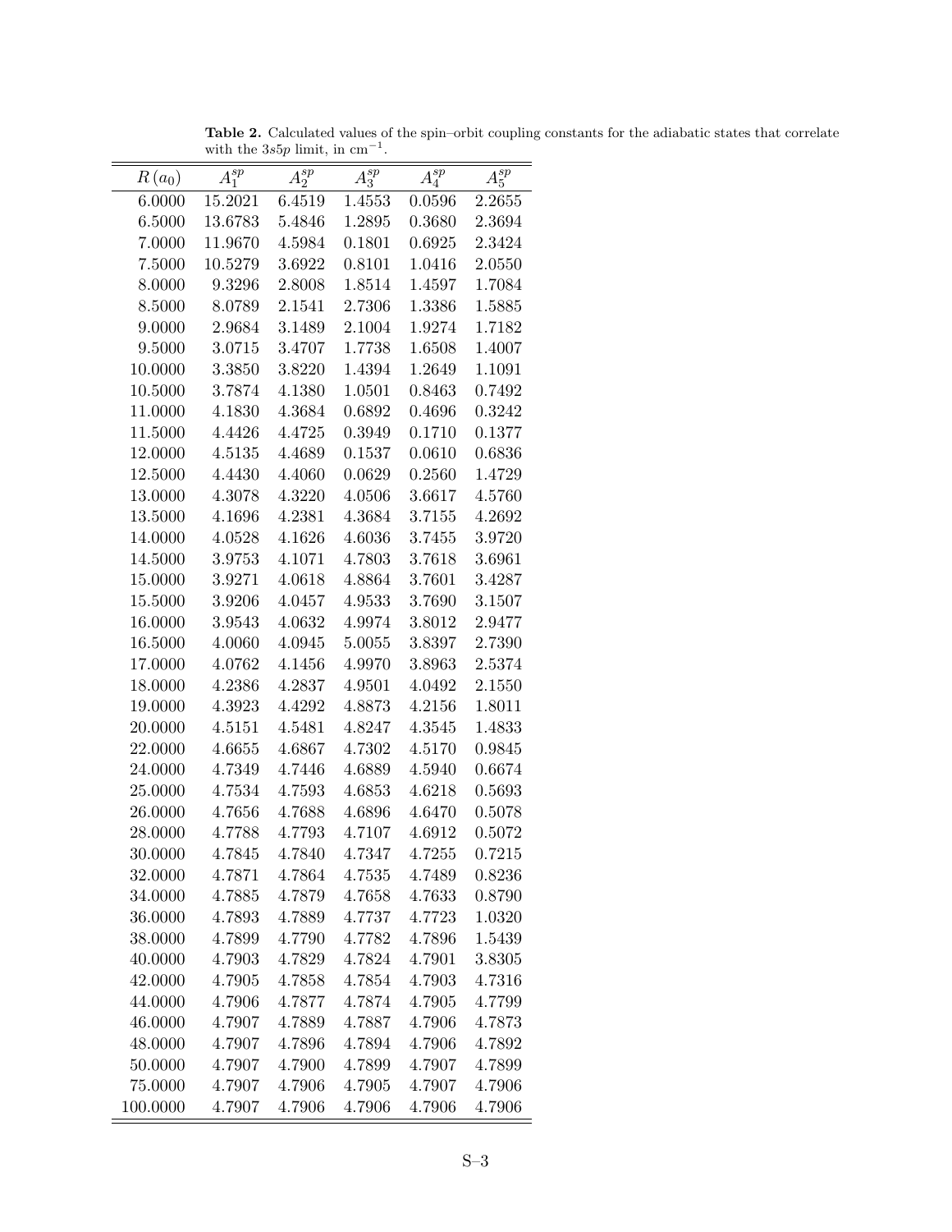**Table 2.** Calculated values of the spin–orbit coupling constants for the adiabatic states that correlate with the $3s5p$ limit, in $cm^{-1}$.

| $R\,(a_0)$ | $A_1^{sp}$ | $A_2^{sp}$ | $A_3^{sp}$ | $A_4^{sp}$ | $A_5^{sp}$ |
|---|---|---|---|---|---|
| 6.0000 | 15.2021 | 6.4519 | 1.4553 | 0.0596 | 2.2655 |
| 6.5000 | 13.6783 | 5.4846 | 1.2895 | 0.3680 | 2.3694 |
| 7.0000 | 11.9670 | 4.5984 | 0.1801 | 0.6925 | 2.3424 |
| 7.5000 | 10.5279 | 3.6922 | 0.8101 | 1.0416 | 2.0550 |
| 8.0000 | 9.3296 | 2.8008 | 1.8514 | 1.4597 | 1.7084 |
| 8.5000 | 8.0789 | 2.1541 | 2.7306 | 1.3386 | 1.5885 |
| 9.0000 | 2.9684 | 3.1489 | 2.1004 | 1.9274 | 1.7182 |
| 9.5000 | 3.0715 | 3.4707 | 1.7738 | 1.6508 | 1.4007 |
| 10.0000 | 3.3850 | 3.8220 | 1.4394 | 1.2649 | 1.1091 |
| 10.5000 | 3.7874 | 4.1380 | 1.0501 | 0.8463 | 0.7492 |
| 11.0000 | 4.1830 | 4.3684 | 0.6892 | 0.4696 | 0.3242 |
| 11.5000 | 4.4426 | 4.4725 | 0.3949 | 0.1710 | 0.1377 |
| 12.0000 | 4.5135 | 4.4689 | 0.1537 | 0.0610 | 0.6836 |
| 12.5000 | 4.4430 | 4.4060 | 0.0629 | 0.2560 | 1.4729 |
| 13.0000 | 4.3078 | 4.3220 | 4.0506 | 3.6617 | 4.5760 |
| 13.5000 | 4.1696 | 4.2381 | 4.3684 | 3.7155 | 4.2692 |
| 14.0000 | 4.0528 | 4.1626 | 4.6036 | 3.7455 | 3.9720 |
| 14.5000 | 3.9753 | 4.1071 | 4.7803 | 3.7618 | 3.6961 |
| 15.0000 | 3.9271 | 4.0618 | 4.8864 | 3.7601 | 3.4287 |
| 15.5000 | 3.9206 | 4.0457 | 4.9533 | 3.7690 | 3.1507 |
| 16.0000 | 3.9543 | 4.0632 | 4.9974 | 3.8012 | 2.9477 |
| 16.5000 | 4.0060 | 4.0945 | 5.0055 | 3.8397 | 2.7390 |
| 17.0000 | 4.0762 | 4.1456 | 4.9970 | 3.8963 | 2.5374 |
| 18.0000 | 4.2386 | 4.2837 | 4.9501 | 4.0492 | 2.1550 |
| 19.0000 | 4.3923 | 4.4292 | 4.8873 | 4.2156 | 1.8011 |
| 20.0000 | 4.5151 | 4.5481 | 4.8247 | 4.3545 | 1.4833 |
| 22.0000 | 4.6655 | 4.6867 | 4.7302 | 4.5170 | 0.9845 |
| 24.0000 | 4.7349 | 4.7446 | 4.6889 | 4.5940 | 0.6674 |
| 25.0000 | 4.7534 | 4.7593 | 4.6853 | 4.6218 | 0.5693 |
| 26.0000 | 4.7656 | 4.7688 | 4.6896 | 4.6470 | 0.5078 |
| 28.0000 | 4.7788 | 4.7793 | 4.7107 | 4.6912 | 0.5072 |
| 30.0000 | 4.7845 | 4.7840 | 4.7347 | 4.7255 | 0.7215 |
| 32.0000 | 4.7871 | 4.7864 | 4.7535 | 4.7489 | 0.8236 |
| 34.0000 | 4.7885 | 4.7879 | 4.7658 | 4.7633 | 0.8790 |
| 36.0000 | 4.7893 | 4.7889 | 4.7737 | 4.7723 | 1.0320 |
| 38.0000 | 4.7899 | 4.7790 | 4.7782 | 4.7896 | 1.5439 |
| 40.0000 | 4.7903 | 4.7829 | 4.7824 | 4.7901 | 3.8305 |
| 42.0000 | 4.7905 | 4.7858 | 4.7854 | 4.7903 | 4.7316 |
| 44.0000 | 4.7906 | 4.7877 | 4.7874 | 4.7905 | 4.7799 |
| 46.0000 | 4.7907 | 4.7889 | 4.7887 | 4.7906 | 4.7873 |
| 48.0000 | 4.7907 | 4.7896 | 4.7894 | 4.7906 | 4.7892 |
| 50.0000 | 4.7907 | 4.7900 | 4.7899 | 4.7907 | 4.7899 |
| 75.0000 | 4.7907 | 4.7906 | 4.7905 | 4.7907 | 4.7906 |
| 100.0000 | 4.7907 | 4.7906 | 4.7906 | 4.7906 | 4.7906 |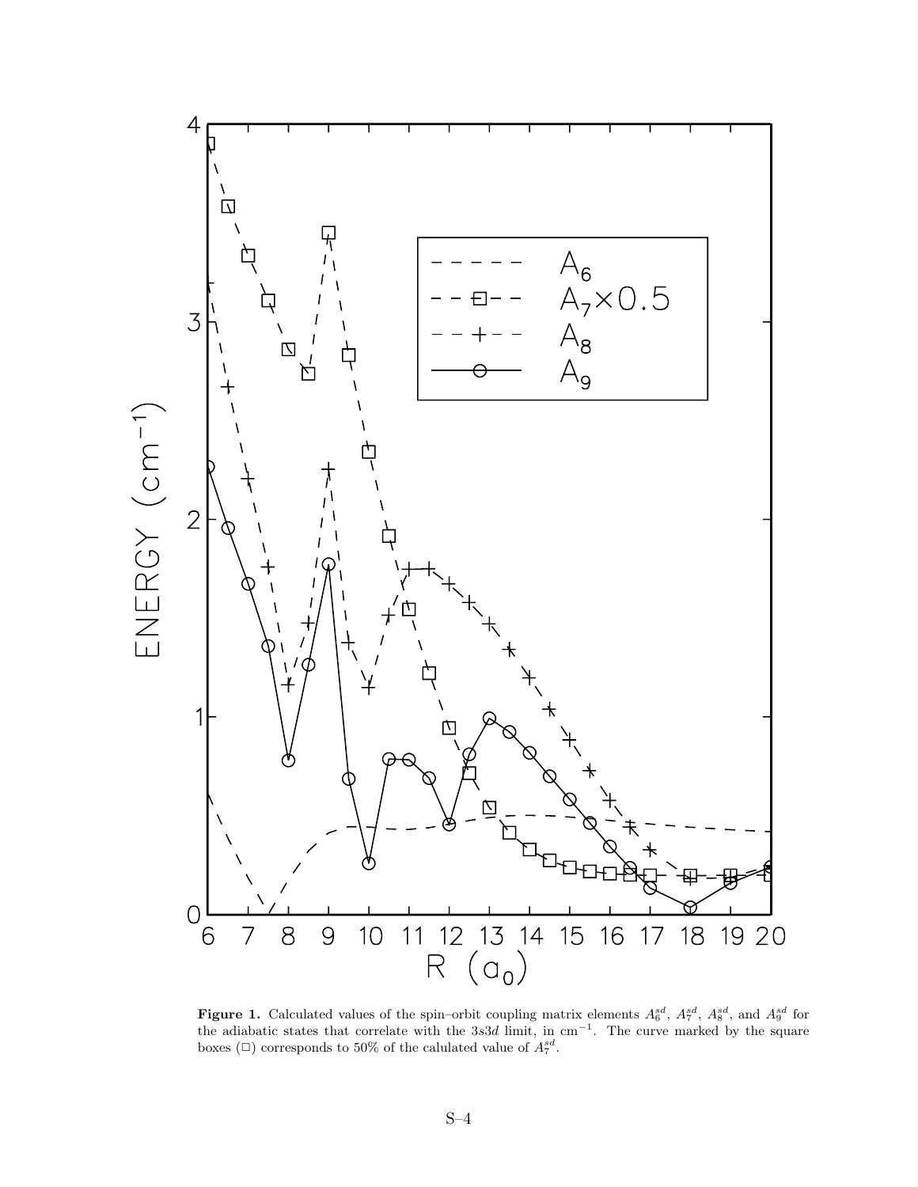**Figure 1.** Calculated values of the spin–orbit coupling matrix elements $A_6^{sd}$, $A_7^{sd}$, $A_8^{sd}$, and $A_9^{sd}$ for the adiabatic states that correlate with the $3s3d$ limit, in cm$^{-1}$. The curve marked by the square boxes ($\square$) corresponds to 50% of the calulated value of $A_7^{sd}$.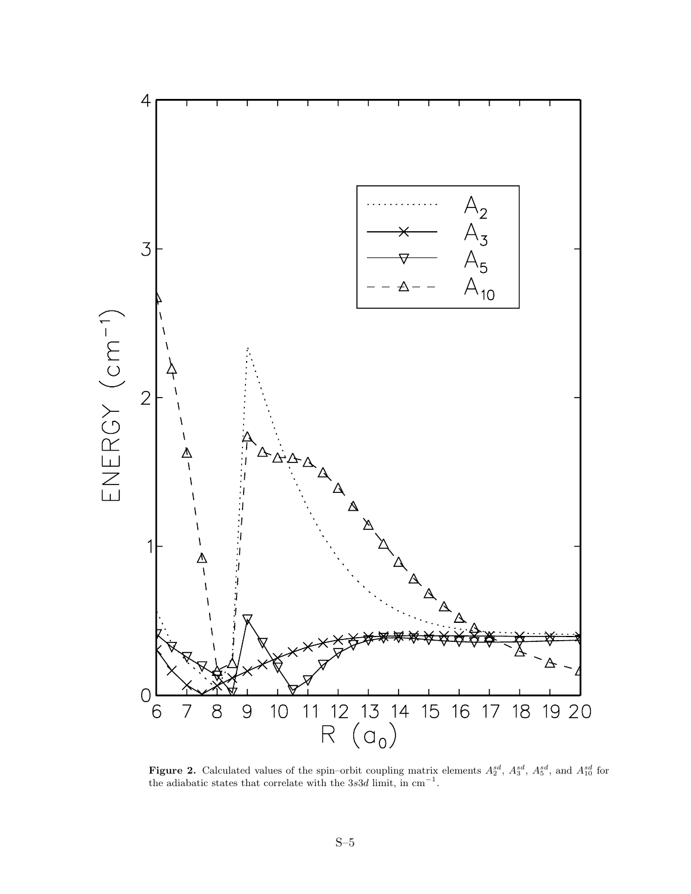**Figure 2.** Calculated values of the spin–orbit coupling matrix elements $A_2^{sd}$, $A_3^{sd}$, $A_5^{sd}$, and $A_{10}^{sd}$ for the adiabatic states that correlate with the $3s3d$ limit, in $\text{cm}^{-1}$.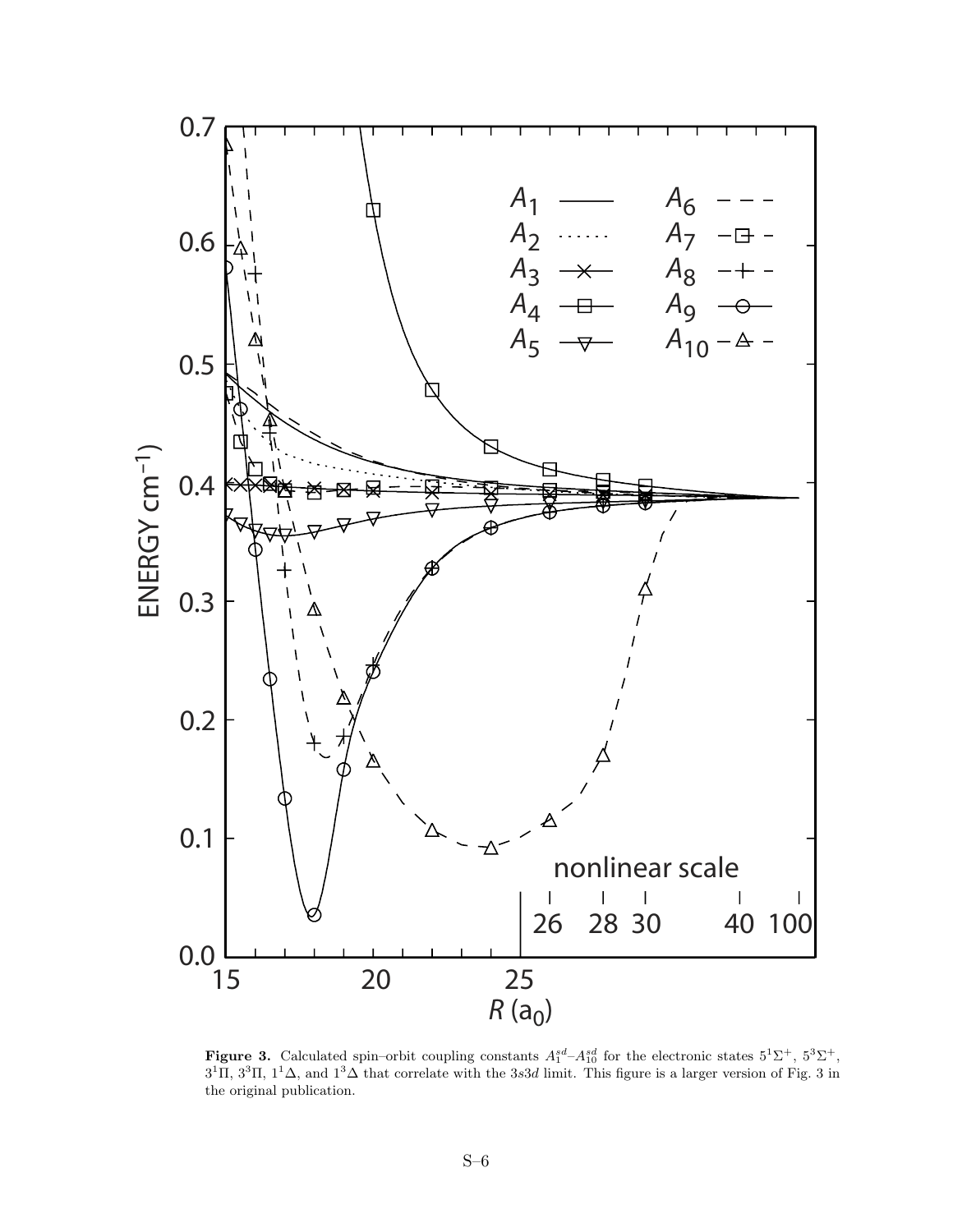**Figure 3.** Calculated spin–orbit coupling constants $A_1^{sd}$–$A_{10}^{sd}$ for the electronic states $5^1\Sigma^+$, $5^3\Sigma^+$, $3^1\Pi$, $3^3\Pi$, $1^1\Delta$, and $1^3\Delta$ that correlate with the $3s3d$ limit. This figure is a larger version of Fig. 3 in the original publication.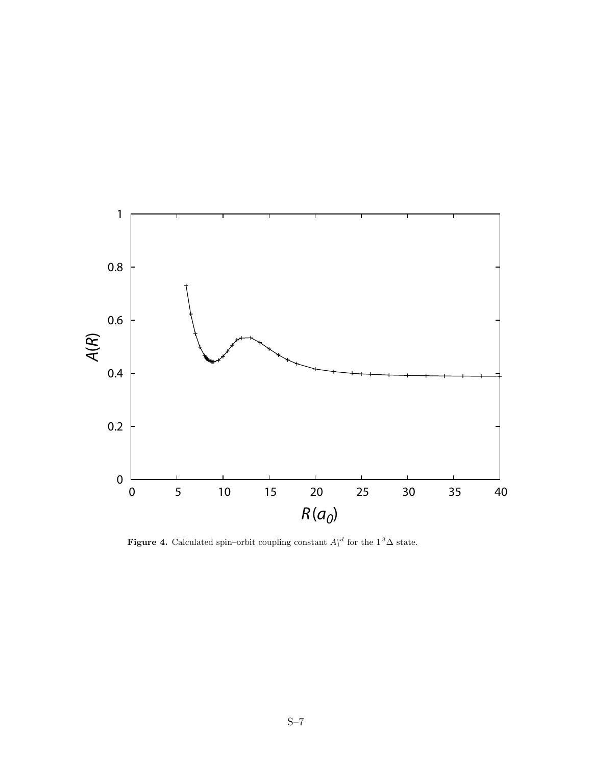**Figure 4.** Calculated spin–orbit coupling constant $A_1^{sd}$ for the $1\,^3\Delta$ state.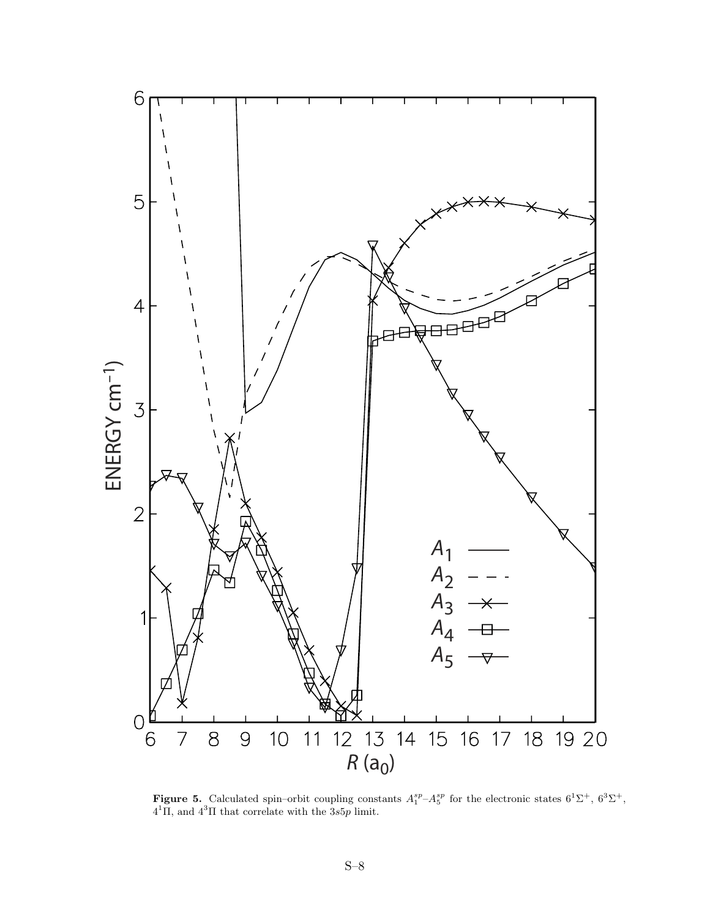**Figure 5.** Calculated spin–orbit coupling constants $A_1^{sp}$–$A_5^{sp}$ for the electronic states $6^1\Sigma^+$, $6^3\Sigma^+$, $4^1\Pi$, and $4^3\Pi$ that correlate with the $3s5p$ limit.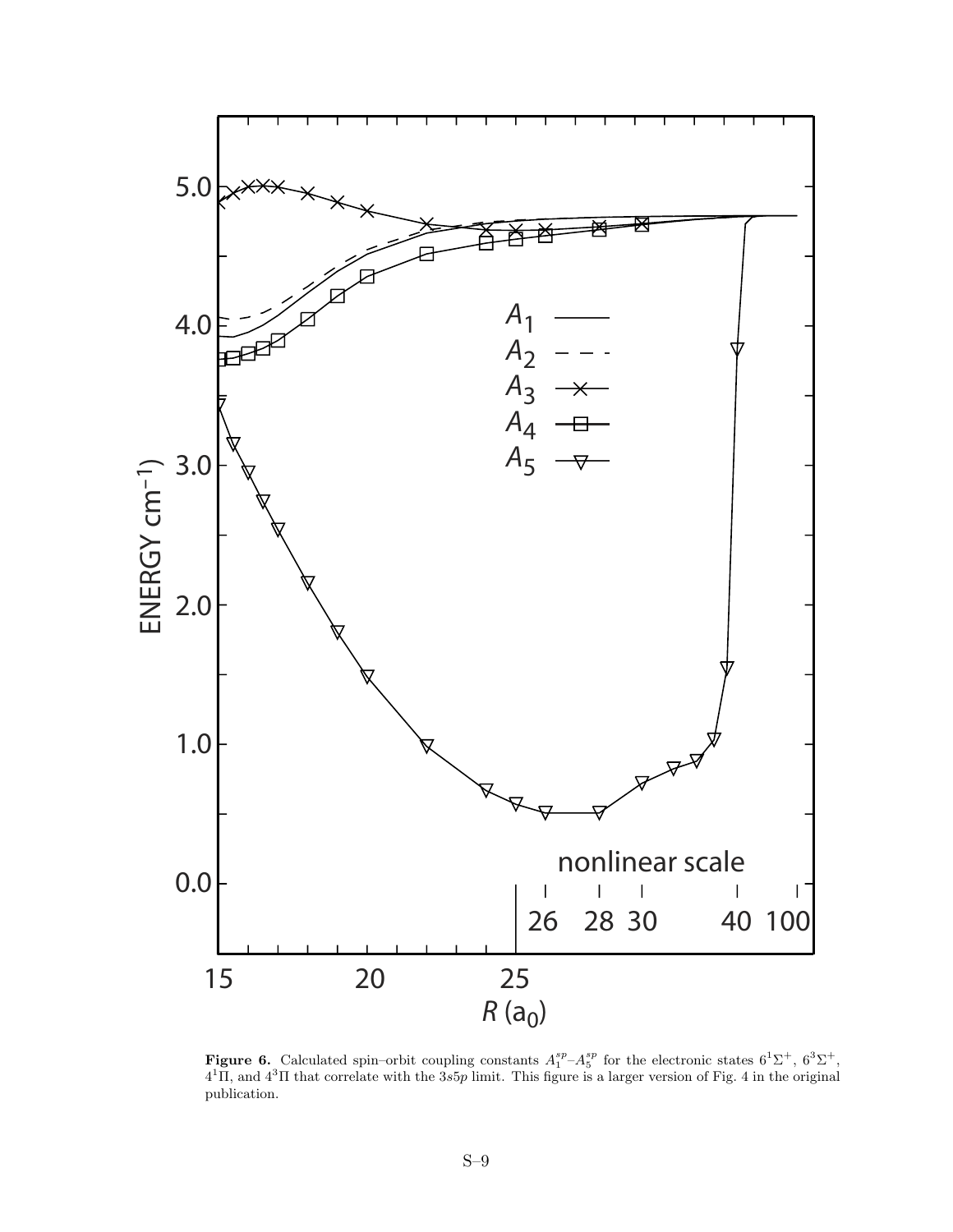ENERGY cm$^{-1}$)

5.0

4.0

3.0

2.0

1.0

0.0

$A_1$

$A_2$

$A_3$

$A_4$

$A_5$

nonlinear scale

26 28 30 40 100

15 20 25

$R$ (a$_0$)

**Figure 6.** Calculated spin–orbit coupling constants $A_1^{sp}$–$A_5^{sp}$ for the electronic states $6^1\Sigma^+$, $6^3\Sigma^+$, $4^1\Pi$, and $4^3\Pi$ that correlate with the $3s5p$ limit. This figure is a larger version of Fig. 4 in the original publication.